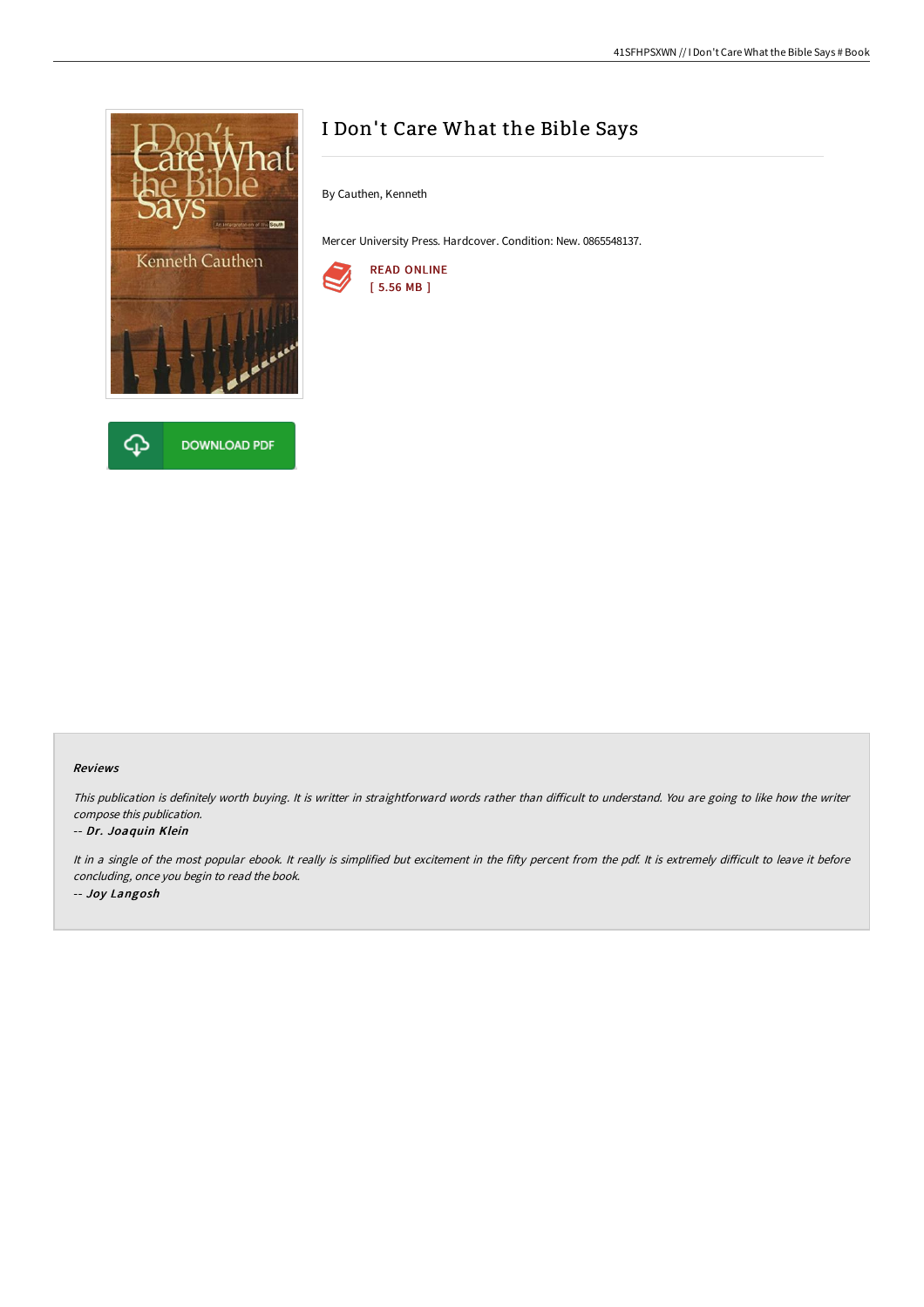# I Don't Care What the Bible Says

By Cauthen, Kenneth

Mercer University Press. Hardcover. Condition: New. 0865548137.

READ ONLINE
[ 5.56 MB ]

DOWNLOAD PDF

### Reviews

*This publication is definitely worth buying. It is writter in straightforward words rather than difficult to understand. You are going to like how the writer compose this publication.*

-- *Dr. Joaquin Klein*

*It in a single of the most popular ebook. It really is simplified but excitement in the fifty percent from the pdf. It is extremely difficult to leave it before concluding, once you begin to read the book.*

-- *Joy Langosh*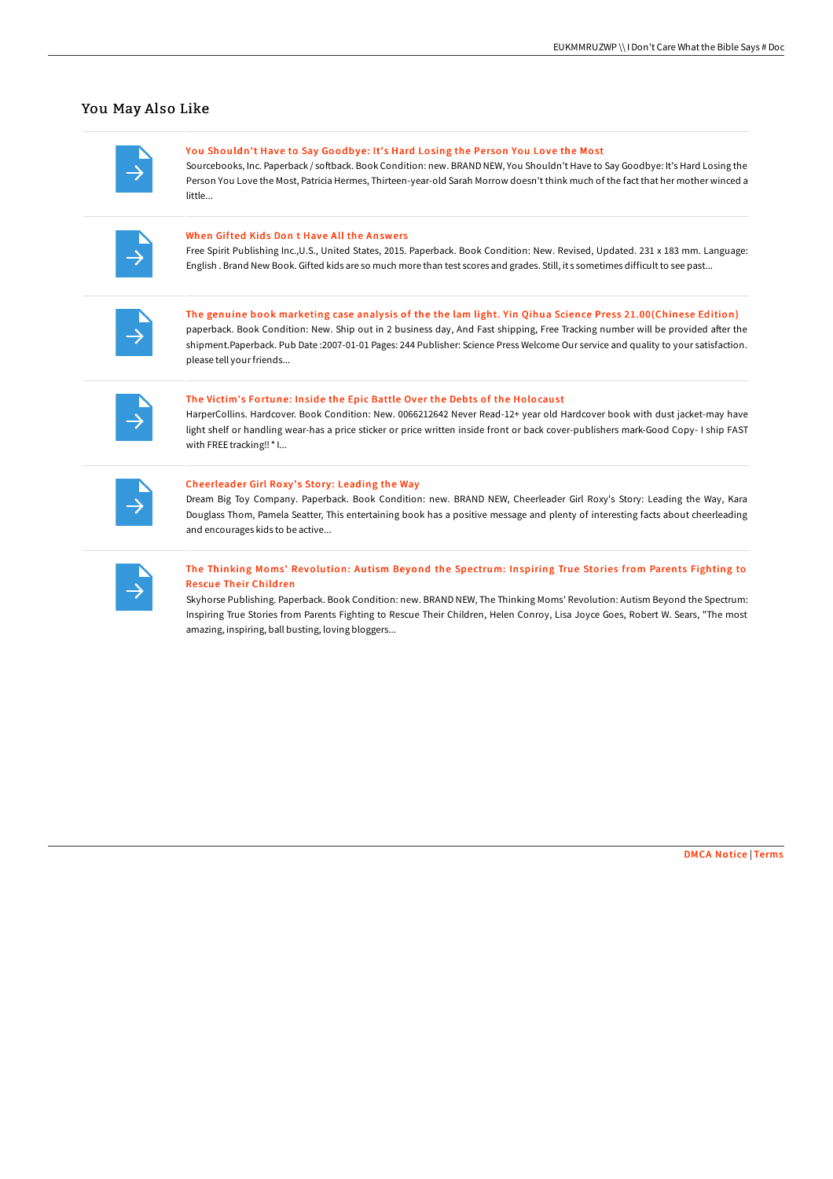## You May Also Like

### You Shouldn't Have to Say Goodbye: It's Hard Losing the Person You Love the Most

Sourcebooks, Inc. Paperback / softback. Book Condition: new. BRAND NEW, You Shouldn't Have to Say Goodbye: It's Hard Losing the Person You Love the Most, Patricia Hermes, Thirteen-year-old Sarah Morrow doesn't think much of the fact that her mother winced a little...

### When Gifted Kids Don t Have All the Answers

Free Spirit Publishing Inc.,U.S., United States, 2015. Paperback. Book Condition: New. Revised, Updated. 231 x 183 mm. Language: English . Brand New Book. Gifted kids are so much more than test scores and grades. Still, it s sometimes difficult to see past...

### The genuine book marketing case analysis of the the lam light. Yin Qihua Science Press 21.00(Chinese Edition)

paperback. Book Condition: New. Ship out in 2 business day, And Fast shipping, Free Tracking number will be provided after the shipment.Paperback. Pub Date :2007-01-01 Pages: 244 Publisher: Science Press Welcome Our service and quality to your satisfaction. please tell your friends...

### The Victim's Fortune: Inside the Epic Battle Over the Debts of the Holocaust

HarperCollins. Hardcover. Book Condition: New. 0066212642 Never Read-12+ year old Hardcover book with dust jacket-may have light shelf or handling wear-has a price sticker or price written inside front or back cover-publishers mark-Good Copy- I ship FAST with FREE tracking!! * I...

### Cheerleader Girl Roxy's Story: Leading the Way

Dream Big Toy Company. Paperback. Book Condition: new. BRAND NEW, Cheerleader Girl Roxy's Story: Leading the Way, Kara Douglass Thom, Pamela Seatter, This entertaining book has a positive message and plenty of interesting facts about cheerleading and encourages kids to be active...

### The Thinking Moms' Revolution: Autism Beyond the Spectrum: Inspiring True Stories from Parents Fighting to Rescue Their Children

Skyhorse Publishing. Paperback. Book Condition: new. BRAND NEW, The Thinking Moms' Revolution: Autism Beyond the Spectrum: Inspiring True Stories from Parents Fighting to Rescue Their Children, Helen Conroy, Lisa Joyce Goes, Robert W. Sears, "The most amazing, inspiring, ball busting, loving bloggers...

DMCA Notice | Terms